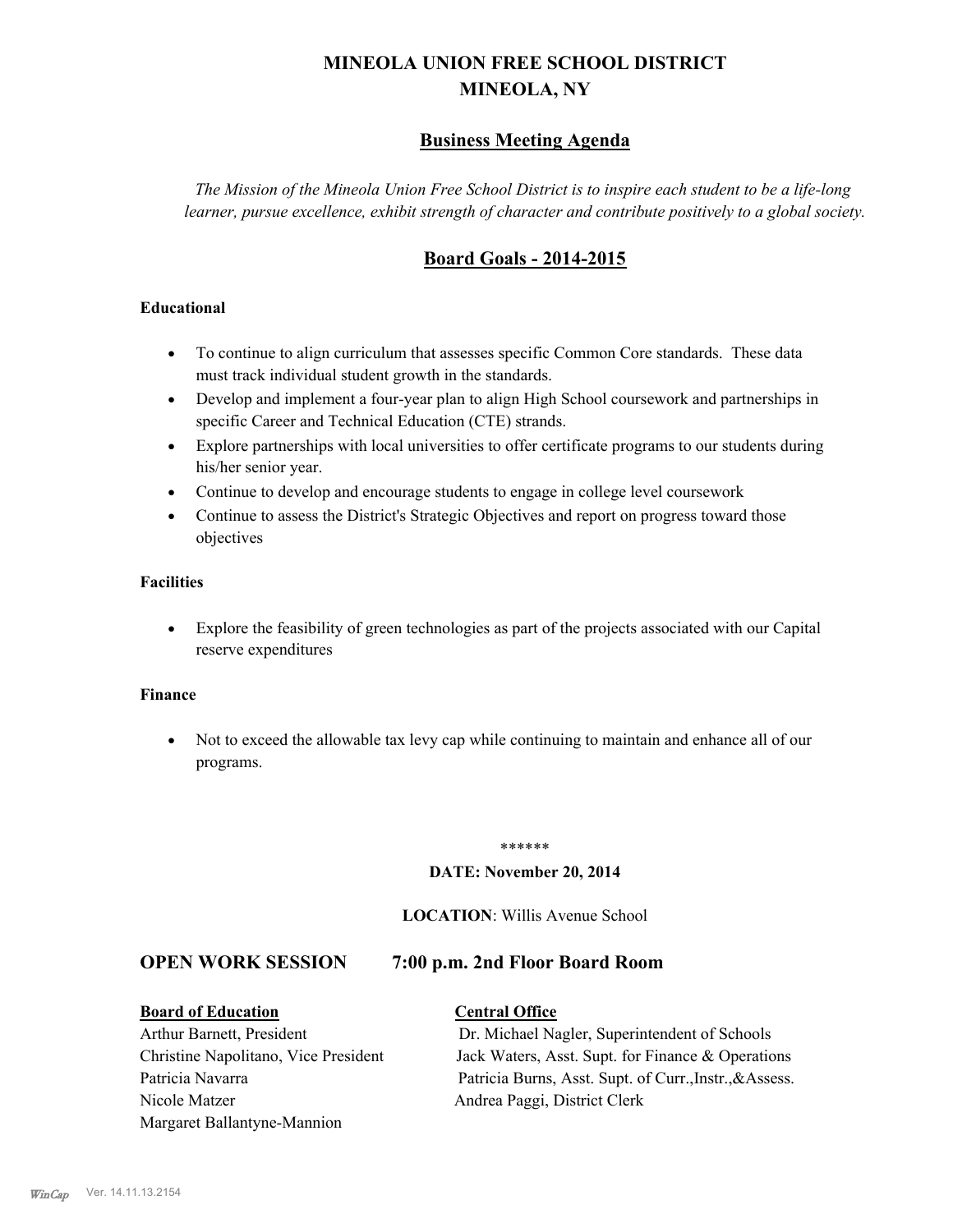# MINEOLA UNION FREE SCHOOL DISTRICT
# MINEOLA, NY

## Business Meeting Agenda

*The Mission of the Mineola Union Free School District is to inspire each student to be a life-long learner, pursue excellence, exhibit strength of character and contribute positively to a global society.*

## Board Goals - 2014-2015

**Educational**

- To continue to align curriculum that assesses specific Common Core standards. These data must track individual student growth in the standards.
- Develop and implement a four-year plan to align High School coursework and partnerships in specific Career and Technical Education (CTE) strands.
- Explore partnerships with local universities to offer certificate programs to our students during his/her senior year.
- Continue to develop and encourage students to engage in college level coursework
- Continue to assess the District's Strategic Objectives and report on progress toward those objectives

**Facilities**

- Explore the feasibility of green technologies as part of the projects associated with our Capital reserve expenditures

**Finance**

- Not to exceed the allowable tax levy cap while continuing to maintain and enhance all of our programs.

******

**DATE: November 20, 2014**

**LOCATION**: Willis Avenue School

## OPEN WORK SESSION 7:00 p.m. 2nd Floor Board Room

| **Board of Education** | **Central Office** |
|---|---|
| Arthur Barnett, President | Dr. Michael Nagler, Superintendent of Schools |
| Christine Napolitano, Vice President | Jack Waters, Asst. Supt. for Finance & Operations |
| Patricia Navarra | Patricia Burns, Asst. Supt. of Curr.,Instr.,&Assess. |
| Nicole Matzer | Andrea Paggi, District Clerk |
| Margaret Ballantyne-Mannion | |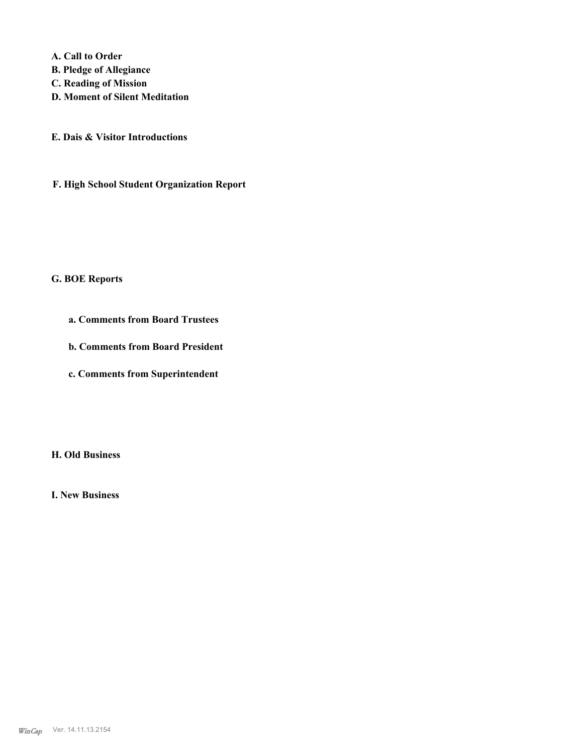**A. Call to Order**
**B. Pledge of Allegiance**
**C. Reading of Mission**
**D. Moment of Silent Meditation**

**E. Dais & Visitor Introductions**

**F. High School Student Organization Report**

**G. BOE Reports**

**a. Comments from Board Trustees**

**b. Comments from Board President**

**c. Comments from Superintendent**

**H. Old Business**

**I. New Business**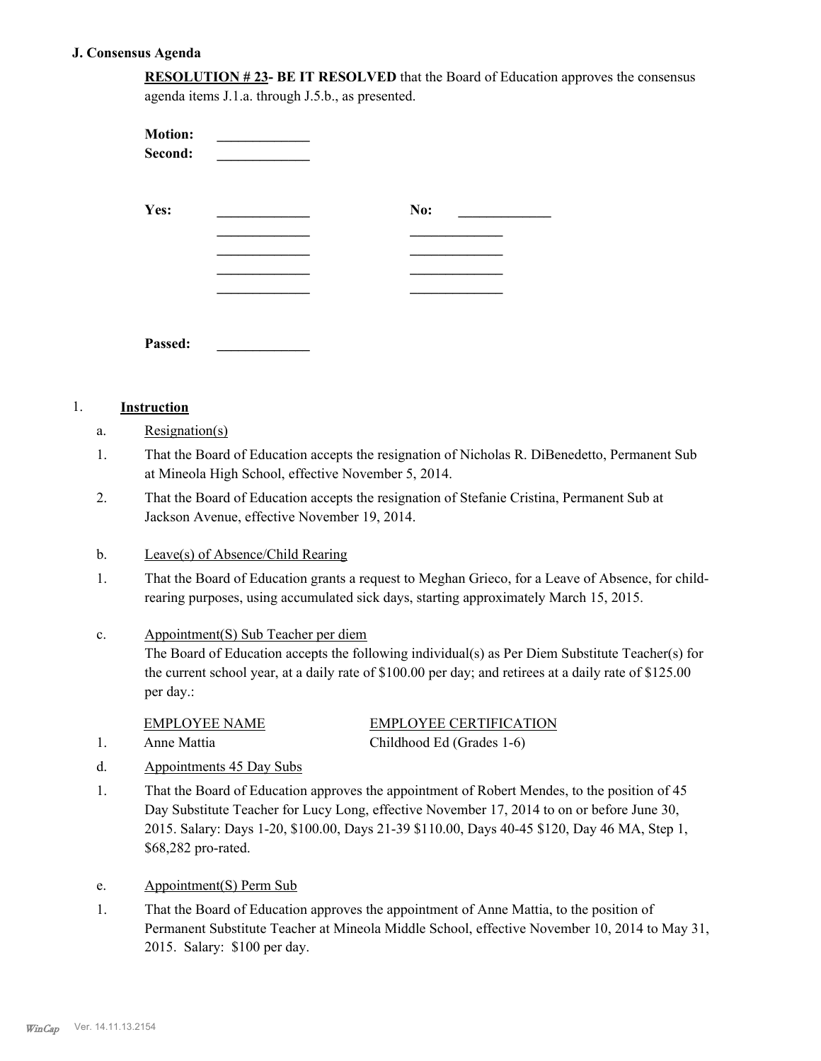### J. Consensus Agenda

**RESOLUTION # 23- BE IT RESOLVED** that the Board of Education approves the consensus agenda items J.1.a. through J.5.b., as presented.

**Motion:** _____________
**Second:** _____________

**Yes:** _____________ **No:** _____________
_____________ _____________
_____________ _____________
_____________ _____________
_____________ _____________

**Passed:** _____________

1. **Instruction**

a. Resignation(s)

1. That the Board of Education accepts the resignation of Nicholas R. DiBenedetto, Permanent Sub at Mineola High School, effective November 5, 2014.
2. That the Board of Education accepts the resignation of Stefanie Cristina, Permanent Sub at Jackson Avenue, effective November 19, 2014.

b. Leave(s) of Absence/Child Rearing

1. That the Board of Education grants a request to Meghan Grieco, for a Leave of Absence, for child-rearing purposes, using accumulated sick days, starting approximately March 15, 2015.

c. Appointment(S) Sub Teacher per diem

The Board of Education accepts the following individual(s) as Per Diem Substitute Teacher(s) for the current school year, at a daily rate of $100.00 per day; and retirees at a daily rate of $125.00 per day.:

| | EMPLOYEE NAME | EMPLOYEE CERTIFICATION |
|---|---|---|
| 1. | Anne Mattia | Childhood Ed (Grades 1-6) |

d. Appointments 45 Day Subs

1. That the Board of Education approves the appointment of Robert Mendes, to the position of 45 Day Substitute Teacher for Lucy Long, effective November 17, 2014 to on or before June 30, 2015. Salary: Days 1-20, $100.00, Days 21-39 $110.00, Days 40-45 $120, Day 46 MA, Step 1, $68,282 pro-rated.

e. Appointment(S) Perm Sub

1. That the Board of Education approves the appointment of Anne Mattia, to the position of Permanent Substitute Teacher at Mineola Middle School, effective November 10, 2014 to May 31, 2015. Salary: $100 per day.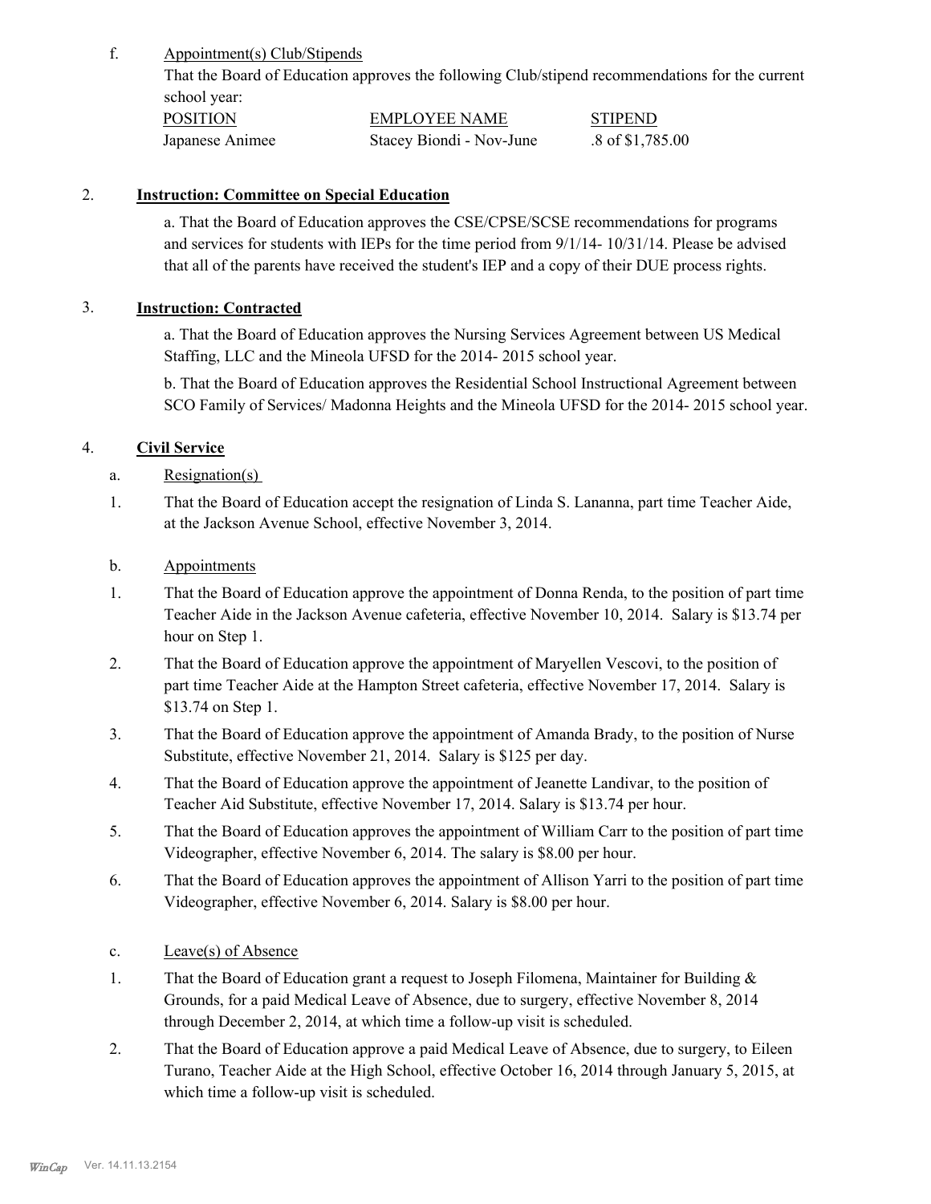f. Appointment(s) Club/Stipends

That the Board of Education approves the following Club/stipend recommendations for the current school year:

| POSITION | EMPLOYEE NAME | STIPEND |
|---|---|---|
| Japanese Animee | Stacey Biondi - Nov-June | .8 of $1,785.00 |

## 2. Instruction: Committee on Special Education

a. That the Board of Education approves the CSE/CPSE/SCSE recommendations for programs and services for students with IEPs for the time period from 9/1/14- 10/31/14. Please be advised that all of the parents have received the student's IEP and a copy of their DUE process rights.

## 3. Instruction: Contracted

a. That the Board of Education approves the Nursing Services Agreement between US Medical Staffing, LLC and the Mineola UFSD for the 2014- 2015 school year.

b. That the Board of Education approves the Residential School Instructional Agreement between SCO Family of Services/ Madonna Heights and the Mineola UFSD for the 2014- 2015 school year.

## 4. Civil Service

a. Resignation(s)

1. That the Board of Education accept the resignation of Linda S. Lananna, part time Teacher Aide, at the Jackson Avenue School, effective November 3, 2014.

b. Appointments

1. That the Board of Education approve the appointment of Donna Renda, to the position of part time Teacher Aide in the Jackson Avenue cafeteria, effective November 10, 2014. Salary is $13.74 per hour on Step 1.
2. That the Board of Education approve the appointment of Maryellen Vescovi, to the position of part time Teacher Aide at the Hampton Street cafeteria, effective November 17, 2014. Salary is $13.74 on Step 1.
3. That the Board of Education approve the appointment of Amanda Brady, to the position of Nurse Substitute, effective November 21, 2014. Salary is $125 per day.
4. That the Board of Education approve the appointment of Jeanette Landivar, to the position of Teacher Aid Substitute, effective November 17, 2014. Salary is $13.74 per hour.
5. That the Board of Education approves the appointment of William Carr to the position of part time Videographer, effective November 6, 2014. The salary is $8.00 per hour.
6. That the Board of Education approves the appointment of Allison Yarri to the position of part time Videographer, effective November 6, 2014. Salary is $8.00 per hour.

c. Leave(s) of Absence

1. That the Board of Education grant a request to Joseph Filomena, Maintainer for Building & Grounds, for a paid Medical Leave of Absence, due to surgery, effective November 8, 2014 through December 2, 2014, at which time a follow-up visit is scheduled.
2. That the Board of Education approve a paid Medical Leave of Absence, due to surgery, to Eileen Turano, Teacher Aide at the High School, effective October 16, 2014 through January 5, 2015, at which time a follow-up visit is scheduled.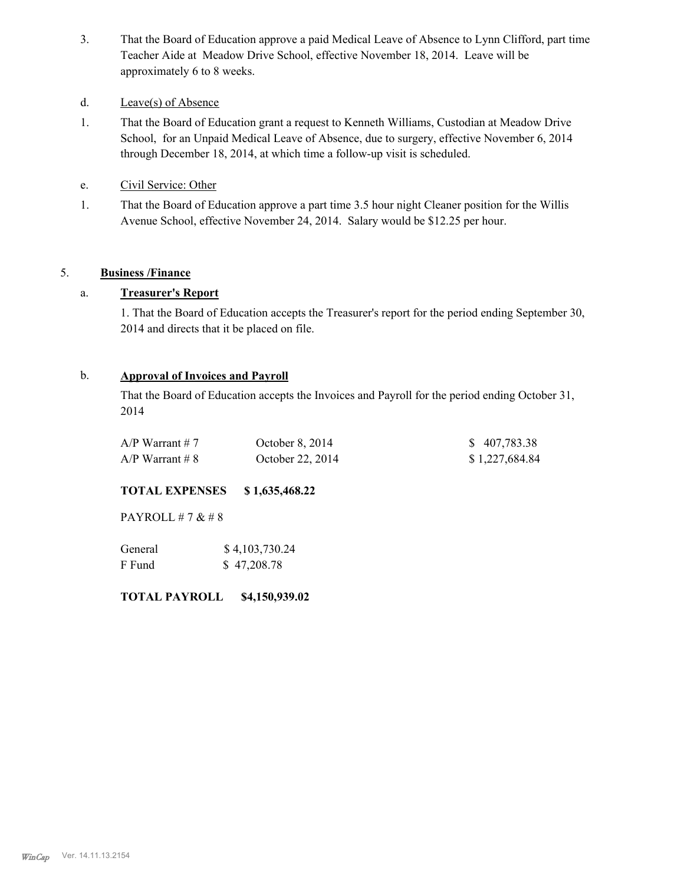3. That the Board of Education approve a paid Medical Leave of Absence to Lynn Clifford, part time Teacher Aide at Meadow Drive School, effective November 18, 2014. Leave will be approximately 6 to 8 weeks.

d. Leave(s) of Absence

1. That the Board of Education grant a request to Kenneth Williams, Custodian at Meadow Drive School, for an Unpaid Medical Leave of Absence, due to surgery, effective November 6, 2014 through December 18, 2014, at which time a follow-up visit is scheduled.

e. Civil Service: Other

1. That the Board of Education approve a part time 3.5 hour night Cleaner position for the Willis Avenue School, effective November 24, 2014. Salary would be $12.25 per hour.

5. **Business /Finance**

a. **Treasurer's Report**

1. That the Board of Education accepts the Treasurer's report for the period ending September 30, 2014 and directs that it be placed on file.

b. **Approval of Invoices and Payroll**

That the Board of Education accepts the Invoices and Payroll for the period ending October 31, 2014

| | | |
|---|---|---|
| A/P Warrant # 7 | October 8, 2014 | $ 407,783.38 |
| A/P Warrant # 8 | October 22, 2014 | $ 1,227,684.84 |

**TOTAL EXPENSES $ 1,635,468.22**

PAYROLL # 7 & # 8

| | |
|---|---|
| General | $ 4,103,730.24 |
| F Fund | $ 47,208.78 |

**TOTAL PAYROLL $4,150,939.02**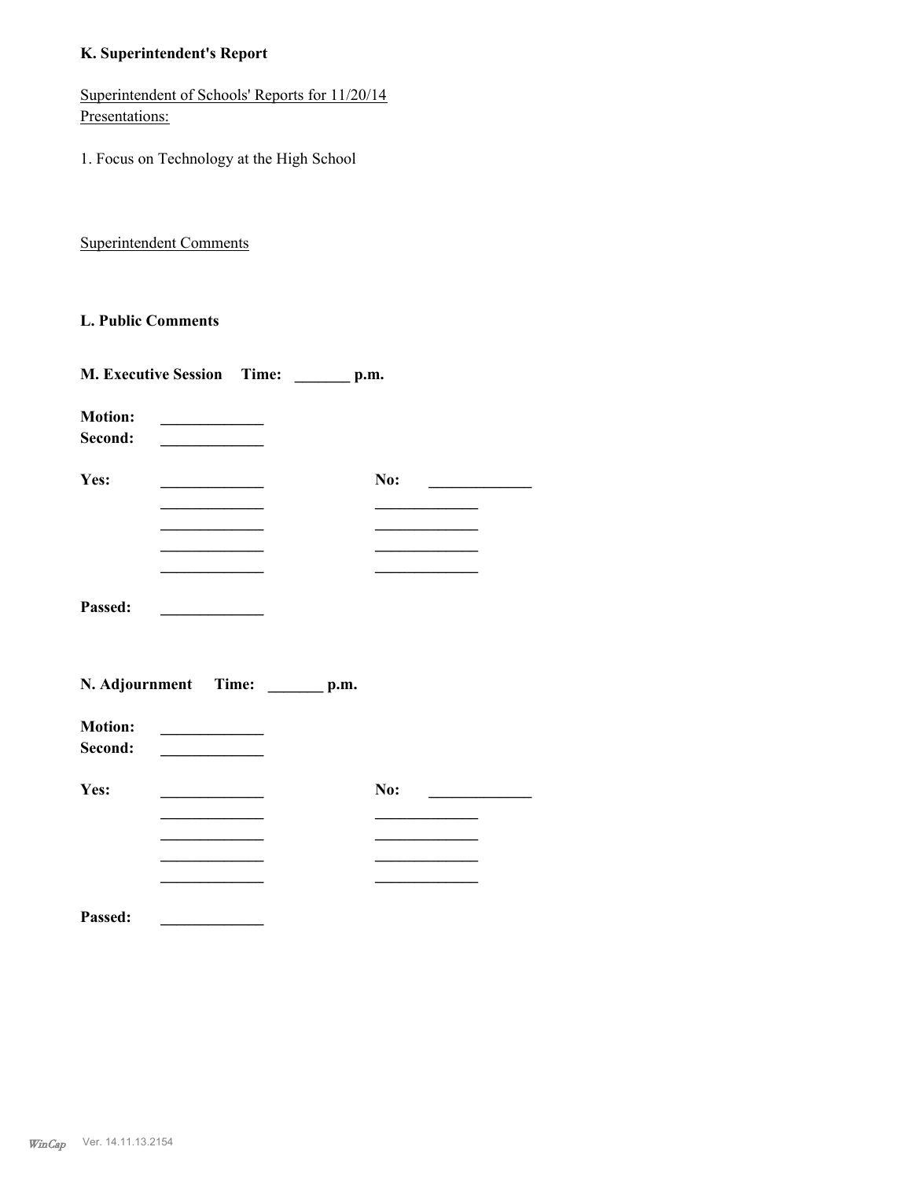**K. Superintendent's Report**

Superintendent of Schools' Reports for 11/20/14
Presentations:

1. Focus on Technology at the High School

Superintendent Comments

**L. Public Comments**

**M. Executive Session Time: _______ p.m.**

**Motion:** _____________
**Second:** _____________

**Yes:** _____________ **No:** _____________
_____________ _____________
_____________ _____________
_____________ _____________
_____________ _____________

**Passed:** _____________

**N. Adjournment Time: _______ p.m.**

**Motion:** _____________
**Second:** _____________

**Yes:** _____________ **No:** _____________
_____________ _____________
_____________ _____________
_____________ _____________
_____________ _____________

**Passed:** _____________

WinCap Ver. 14.11.13.2154